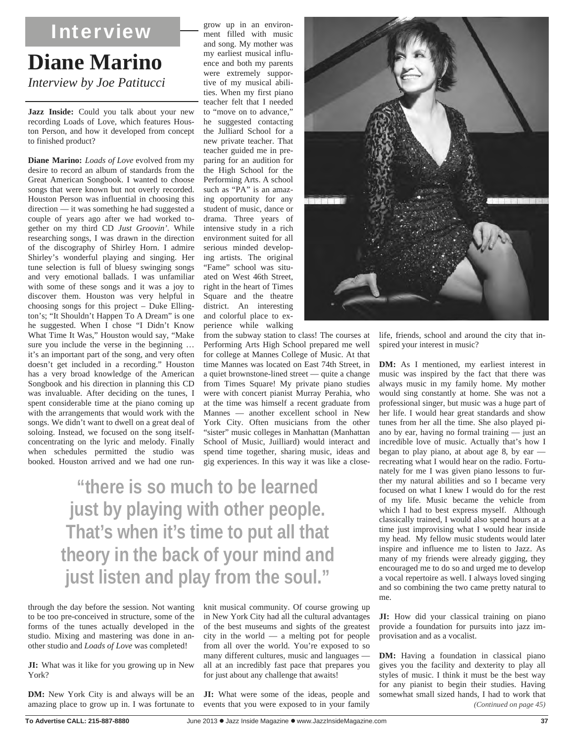# Interview

## Diane Marino

*Interview by Joe Patitucci*

**Jazz Inside:** Could you talk about your new recording Loads of Love, which features Houston Person, and how it developed from concept to finished product?

**Diane Marino:** *Loads of Love* evolved from my desire to record an album of standards from the Great American Songbook. I wanted to choose songs that were known but not overly recorded. Houston Person was influential in choosing this direction — it was something he had suggested a couple of years ago after we had worked together on my third CD *Just Groovin'*. While researching songs, I was drawn in the direction of the discography of Shirley Horn. I admire Shirley's wonderful playing and singing. Her tune selection is full of bluesy swinging songs and very emotional ballads. I was unfamiliar with some of these songs and it was a joy to discover them. Houston was very helpful in choosing songs for this project – Duke Ellington's; "It Shouldn't Happen To A Dream" is one he suggested. When I chose "I Didn't Know What Time It Was," Houston would say, "Make sure you include the verse in the beginning … it's an important part of the song, and very often doesn't get included in a recording." Houston has a very broad knowledge of the American Songbook and his direction in planning this CD was invaluable. After deciding on the tunes, I spent considerable time at the piano coming up with the arrangements that would work with the songs. We didn't want to dwell on a great deal of soloing. Instead, we focused on the song itself-concentrating on the lyric and melody. Finally when schedules permitted the studio was booked. Houston arrived and we had one run-through the day before the session. Not wanting to be too pre-conceived in structure, some of the forms of the tunes actually developed in the studio. Mixing and mastering was done in another studio and *Loads of Love* was completed!

**JI:** What was it like for you growing up in New York?

**DM:** New York City is and always will be an amazing place to grow up in. I was fortunate to grow up in an environment filled with music and song. My mother was my earliest musical influence and both my parents were extremely supportive of my musical abilities. When my first piano teacher felt that I needed to "move on to advance," he suggested contacting the Julliard School for a new private teacher. That teacher guided me in preparing for an audition for the High School for the Performing Arts. A school such as "PA" is an amazing opportunity for any student of music, dance or drama. Three years of intensive study in a rich environment suited for all serious minded developing artists. The original "Fame" school was situated on West 46th Street, right in the heart of Times Square and the theatre district. An interesting and colorful place to experience while walking from the subway station to class! The courses at Performing Arts High School prepared me well for college at Mannes College of Music. At that time Mannes was located on East 74th Street, in a quiet brownstone-lined street — quite a change from Times Square! My private piano studies were with concert pianist Murray Perahia, who at the time was himself a recent graduate from Mannes — another excellent school in New York City. Often musicians from the other "sister" music colleges in Manhattan (Manhattan School of Music, Juilliard) would interact and spend time together, sharing music, ideas and gig experiences. In this way it was like a close-knit musical community. Of course growing up in New York City had all the cultural advantages of the best museums and sights of the greatest city in the world — a melting pot for people from all over the world. You're exposed to so many different cultures, music and languages — all at an incredibly fast pace that prepares you for just about any challenge that awaits!

> **"there is so much to be learned just by playing with other people. That's when it's time to put all that theory in the back of your mind and just listen and play from the soul."**

**JI:** What were some of the ideas, people and events that you were exposed to in your family life, friends, school and around the city that inspired your interest in music?

**DM:** As I mentioned, my earliest interest in music was inspired by the fact that there was always music in my family home. My mother would sing constantly at home. She was not a professional singer, but music was a huge part of her life. I would hear great standards and show tunes from her all the time. She also played piano by ear, having no formal training — just an incredible love of music. Actually that's how I began to play piano, at about age 8, by ear — recreating what I would hear on the radio. Fortunately for me I was given piano lessons to further my natural abilities and so I became very focused on what I knew I would do for the rest of my life. Music became the vehicle from which I had to best express myself. Although classically trained, I would also spend hours at a time just improvising what I would hear inside my head. My fellow music students would later inspire and influence me to listen to Jazz. As many of my friends were already gigging, they encouraged me to do so and urged me to develop a vocal repertoire as well. I always loved singing and so combining the two came pretty natural to me.

**JI:** How did your classical training on piano provide a foundation for pursuits into jazz improvisation and as a vocalist.

**DM:** Having a foundation in classical piano gives you the facility and dexterity to play all styles of music. I think it must be the best way for any pianist to begin their studies. Having somewhat small sized hands, I had to work that

*(Continued on page 45)*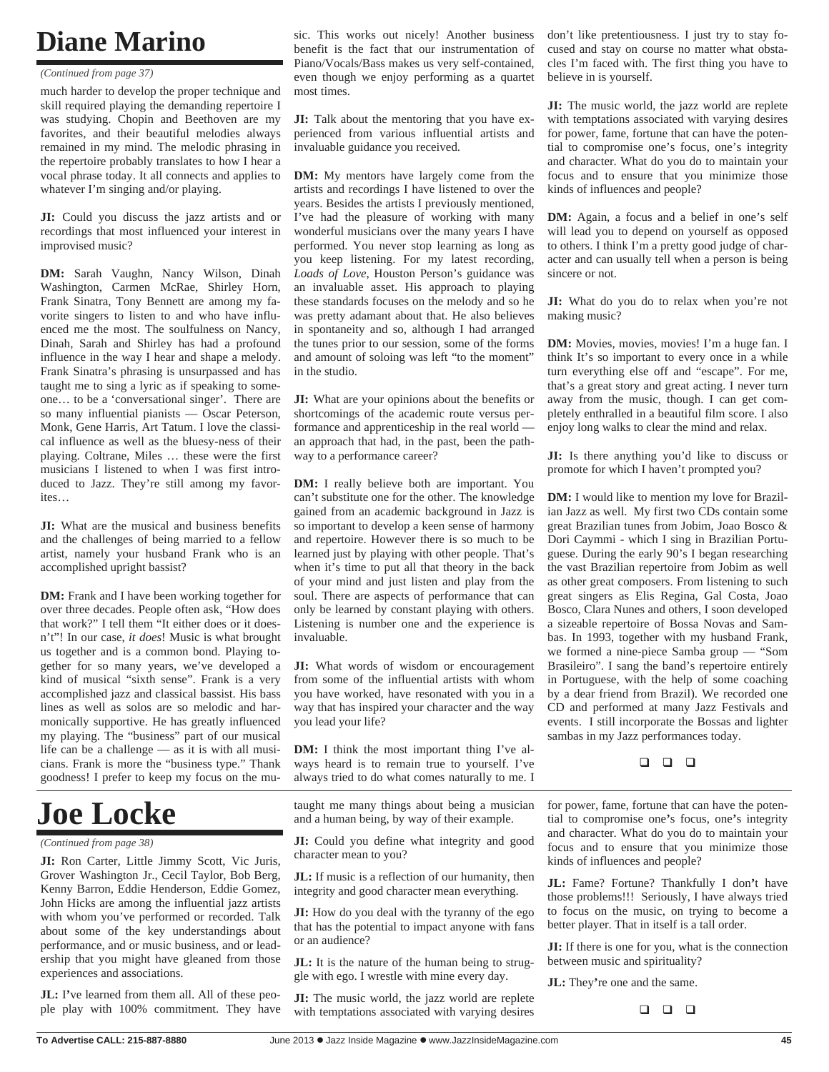# Diane Marino

*(Continued from page 37)*

much harder to develop the proper technique and skill required playing the demanding repertoire I was studying. Chopin and Beethoven are my favorites, and their beautiful melodies always remained in my mind. The melodic phrasing in the repertoire probably translates to how I hear a vocal phrase today. It all connects and applies to whatever I'm singing and/or playing.

**JI:** Could you discuss the jazz artists and or recordings that most influenced your interest in improvised music?

**DM:** Sarah Vaughn, Nancy Wilson, Dinah Washington, Carmen McRae, Shirley Horn, Frank Sinatra, Tony Bennett are among my favorite singers to listen to and who have influenced me the most. The soulfulness on Nancy, Dinah, Sarah and Shirley has had a profound influence in the way I hear and shape a melody. Frank Sinatra's phrasing is unsurpassed and has taught me to sing a lyric as if speaking to someone… to be a 'conversational singer'. There are so many influential pianists — Oscar Peterson, Monk, Gene Harris, Art Tatum. I love the classical influence as well as the bluesy-ness of their playing. Coltrane, Miles … these were the first musicians I listened to when I was first introduced to Jazz. They're still among my favorites…

**JI:** What are the musical and business benefits and the challenges of being married to a fellow artist, namely your husband Frank who is an accomplished upright bassist?

**DM:** Frank and I have been working together for over three decades. People often ask, "How does that work?" I tell them "It either does or it doesn't"! In our case, *it does*! Music is what brought us together and is a common bond. Playing together for so many years, we've developed a kind of musical "sixth sense". Frank is a very accomplished jazz and classical bassist. His bass lines as well as solos are so melodic and harmonically supportive. He has greatly influenced my playing. The "business" part of our musical life can be a challenge — as it is with all musicians. Frank is more the "business type." Thank goodness! I prefer to keep my focus on the music. This works out nicely! Another business benefit is the fact that our instrumentation of Piano/Vocals/Bass makes us very self-contained, even though we enjoy performing as a quartet most times.

**JI:** Talk about the mentoring that you have experienced from various influential artists and invaluable guidance you received.

**DM:** My mentors have largely come from the artists and recordings I have listened to over the years. Besides the artists I previously mentioned, I've had the pleasure of working with many wonderful musicians over the many years I have performed. You never stop learning as long as you keep listening. For my latest recording, *Loads of Love*, Houston Person's guidance was an invaluable asset. His approach to playing these standards focuses on the melody and so he was pretty adamant about that. He also believes in spontaneity and so, although I had arranged the tunes prior to our session, some of the forms and amount of soloing was left "to the moment" in the studio.

**JI:** What are your opinions about the benefits or shortcomings of the academic route versus performance and apprenticeship in the real world — an approach that had, in the past, been the pathway to a performance career?

**DM:** I really believe both are important. You can't substitute one for the other. The knowledge gained from an academic background in Jazz is so important to develop a keen sense of harmony and repertoire. However there is so much to be learned just by playing with other people. That's when it's time to put all that theory in the back of your mind and just listen and play from the soul. There are aspects of performance that can only be learned by constant playing with others. Listening is number one and the experience is invaluable.

**JI:** What words of wisdom or encouragement from some of the influential artists with whom you have worked, have resonated with you in a way that has inspired your character and the way you lead your life?

**DM:** I think the most important thing I've always heard is to remain true to yourself. I've always tried to do what comes naturally to me. I don't like pretentiousness. I just try to stay focused and stay on course no matter what obstacles I'm faced with. The first thing you have to believe in is yourself.

**JI:** The music world, the jazz world are replete with temptations associated with varying desires for power, fame, fortune that can have the potential to compromise one's focus, one's integrity and character. What do you do to maintain your focus and to ensure that you minimize those kinds of influences and people?

**DM:** Again, a focus and a belief in one's self will lead you to depend on yourself as opposed to others. I think I'm a pretty good judge of character and can usually tell when a person is being sincere or not.

**JI:** What do you do to relax when you're not making music?

**DM:** Movies, movies, movies! I'm a huge fan. I think It's so important to every once in a while turn everything else off and "escape". For me, that's a great story and great acting. I never turn away from the music, though. I can get completely enthralled in a beautiful film score. I also enjoy long walks to clear the mind and relax.

**JI:** Is there anything you'd like to discuss or promote for which I haven't prompted you?

**DM:** I would like to mention my love for Brazilian Jazz as well. My first two CDs contain some great Brazilian tunes from Jobim, Joao Bosco & Dori Caymmi - which I sing in Brazilian Portuguese. During the early 90's I began researching the vast Brazilian repertoire from Jobim as well as other great composers. From listening to such great singers as Elis Regina, Gal Costa, Joao Bosco, Clara Nunes and others, I soon developed a sizeable repertoire of Bossa Novas and Sambas. In 1993, together with my husband Frank, we formed a nine-piece Samba group — "Som Brasileiro". I sang the band's repertoire entirely in Portuguese, with the help of some coaching by a dear friend from Brazil). We recorded one CD and performed at many Jazz Festivals and events. I still incorporate the Bossas and lighter sambas in my Jazz performances today.

❑ ❑ ❑

# Joe Locke

*(Continued from page 38)*

**JI:** Ron Carter, Little Jimmy Scott, Vic Juris, Grover Washington Jr., Cecil Taylor, Bob Berg, Kenny Barron, Eddie Henderson, Eddie Gomez, John Hicks are among the influential jazz artists with whom you've performed or recorded. Talk about some of the key understandings about performance, and or music business, and or leadership that you might have gleaned from those experiences and associations.

**JL:** I've learned from them all. All of these people play with 100% commitment. They have taught me many things about being a musician and a human being, by way of their example.

**JI:** Could you define what integrity and good character mean to you?

**JL:** If music is a reflection of our humanity, then integrity and good character mean everything.

**JI:** How do you deal with the tyranny of the ego that has the potential to impact anyone with fans or an audience?

**JL:** It is the nature of the human being to struggle with ego. I wrestle with mine every day.

**JI:** The music world, the jazz world are replete with temptations associated with varying desires for power, fame, fortune that can have the potential to compromise one's focus, one's integrity and character. What do you do to maintain your focus and to ensure that you minimize those kinds of influences and people?

**JL:** Fame? Fortune? Thankfully I don't have those problems!!! Seriously, I have always tried to focus on the music, on trying to become a better player. That in itself is a tall order.

**JI:** If there is one for you, what is the connection between music and spirituality?

**JL:** They're one and the same.

❑ ❑ ❑